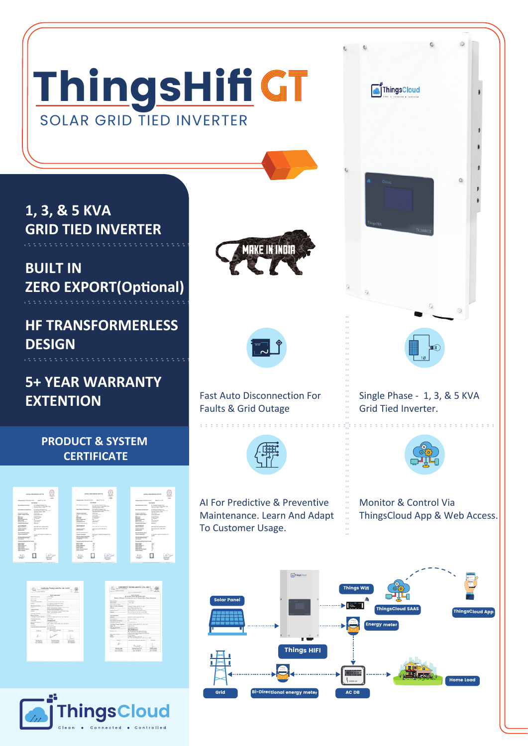# ThingsHifi GT

## SOLAR GRID TIED INVERTER

**1, 3, & 5 KVA GRID TIED INVERTER**

**BUILT IN ZERO EXPORT(Optional)**

**HF TRANSFORMERLESS DESIGN**

**5+ YEAR WARRANTY EXTENTION**

MAKE IN INDIA

Fast Auto Disconnection For Faults & Grid Outage

Single Phase - 1, 3, & 5 KVA Grid Tied Inverter.

AI For Predictive & Preventive Maintenance. Learn And Adapt To Customer Usage.

Monitor & Control Via ThingsCloud App & Web Access.

### PRODUCT & SYSTEM CERTIFICATE

Solar Panel

Things HIFI

Things Wifi

ThingsCloud SAAS

ThingsCloud App

Energy meter

Grid

Bi-Directional energy meter

AC DB

Home Load

ThingsCloud

Clean • Connected • Controlled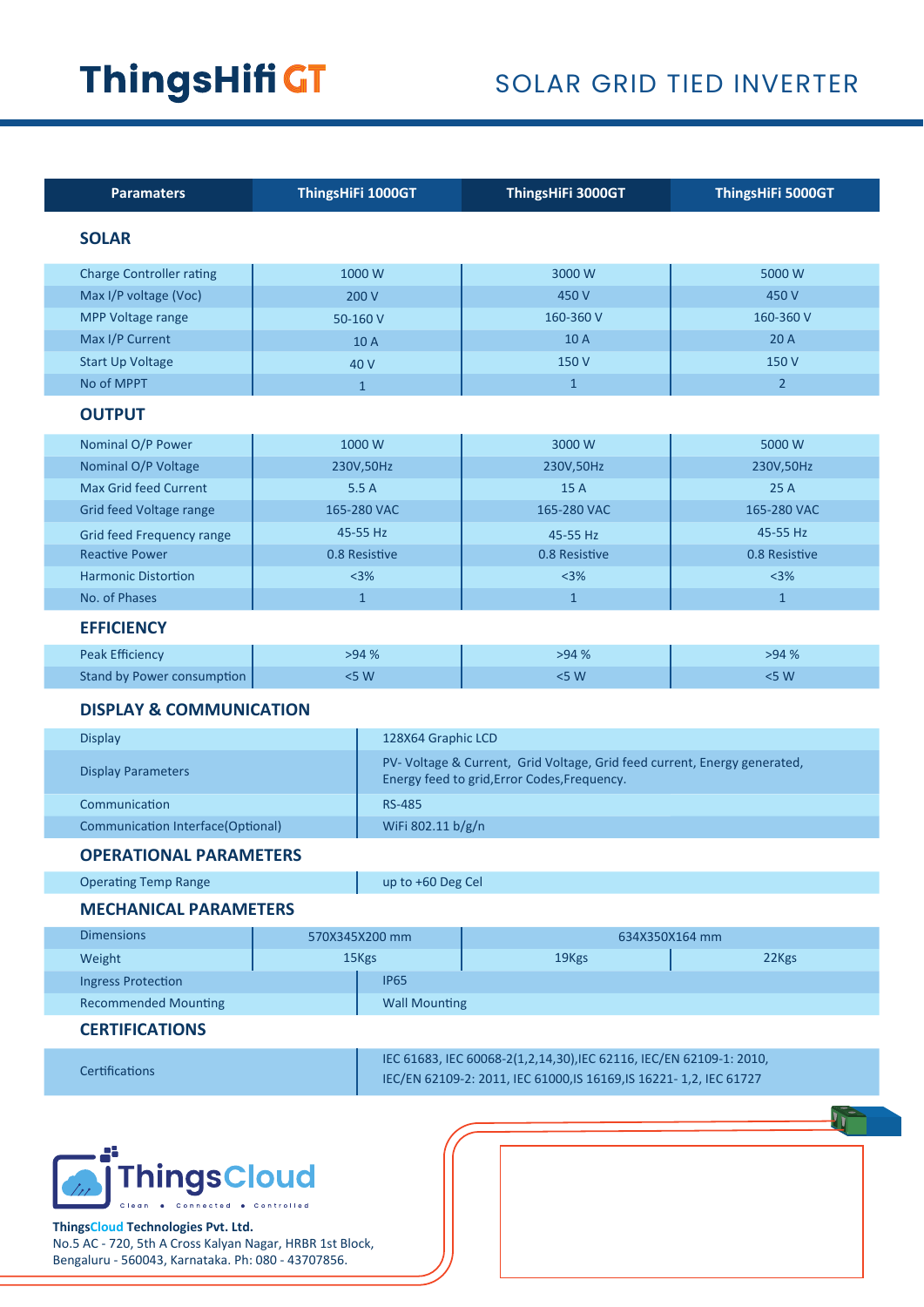# ThingsHifi GT

## SOLAR GRID TIED INVERTER

| Paramaters | ThingsHiFi 1000GT | ThingsHiFi 3000GT | ThingsHiFi 5000GT |
|---|---|---|---|
| **SOLAR** | | | |
| Charge Controller rating | 1000 W | 3000 W | 5000 W |
| Max I/P voltage (Voc) | 200 V | 450 V | 450 V |
| MPP Voltage range | 50-160 V | 160-360 V | 160-360 V |
| Max I/P Current | 10 A | 10 A | 20 A |
| Start Up Voltage | 40 V | 150 V | 150 V |
| No of MPPT | 1 | 1 | 2 |
| **OUTPUT** | | | |
| Nominal O/P Power | 1000 W | 3000 W | 5000 W |
| Nominal O/P Voltage | 230V,50Hz | 230V,50Hz | 230V,50Hz |
| Max Grid feed Current | 5.5 A | 15 A | 25 A |
| Grid feed Voltage range | 165-280 VAC | 165-280 VAC | 165-280 VAC |
| Grid feed Frequency range | 45-55 Hz | 45-55 Hz | 45-55 Hz |
| Reactive Power | 0.8 Resistive | 0.8 Resistive | 0.8 Resistive |
| Harmonic Distortion | <3% | <3% | <3% |
| No. of Phases | 1 | 1 | 1 |
| **EFFICIENCY** | | | |
| Peak Efficiency | >94 % | >94 % | >94 % |
| Stand by Power consumption | <5 W | <5 W | <5 W |

### DISPLAY & COMMUNICATION

| | |
|---|---|
| Display | 128X64 Graphic LCD |
| Display Parameters | PV- Voltage & Current, Grid Voltage, Grid feed current, Energy generated, Energy feed to grid,Error Codes,Frequency. |
| Communication | RS-485 |
| Communication Interface(Optional) | WiFi 802.11 b/g/n |

### OPERATIONAL PARAMETERS

| | |
|---|---|
| Operating Temp Range | up to +60 Deg Cel |

### MECHANICAL PARAMETERS

| | ThingsHiFi 1000GT | ThingsHiFi 3000GT | ThingsHiFi 5000GT |
|---|---|---|---|
| Dimensions | 570X345X200 mm | 634X350X164 mm | |
| Weight | 15Kgs | 19Kgs | 22Kgs |
| Ingress Protection | IP65 | | |
| Recommended Mounting | Wall Mounting | | |

### CERTIFICATIONS

| | |
|---|---|
| Certifications | IEC 61683, IEC 60068-2(1,2,14,30),IEC 62116, IEC/EN 62109-1: 2010, IEC/EN 62109-2: 2011, IEC 61000,IS 16169,IS 16221- 1,2, IEC 61727 |

ThingsCloud
Clean • Connected • Controlled

**ThingsCloud Technologies Pvt. Ltd.**
No.5 AC - 720, 5th A Cross Kalyan Nagar, HRBR 1st Block,
Bengaluru - 560043, Karnataka. Ph: 080 - 43707856.